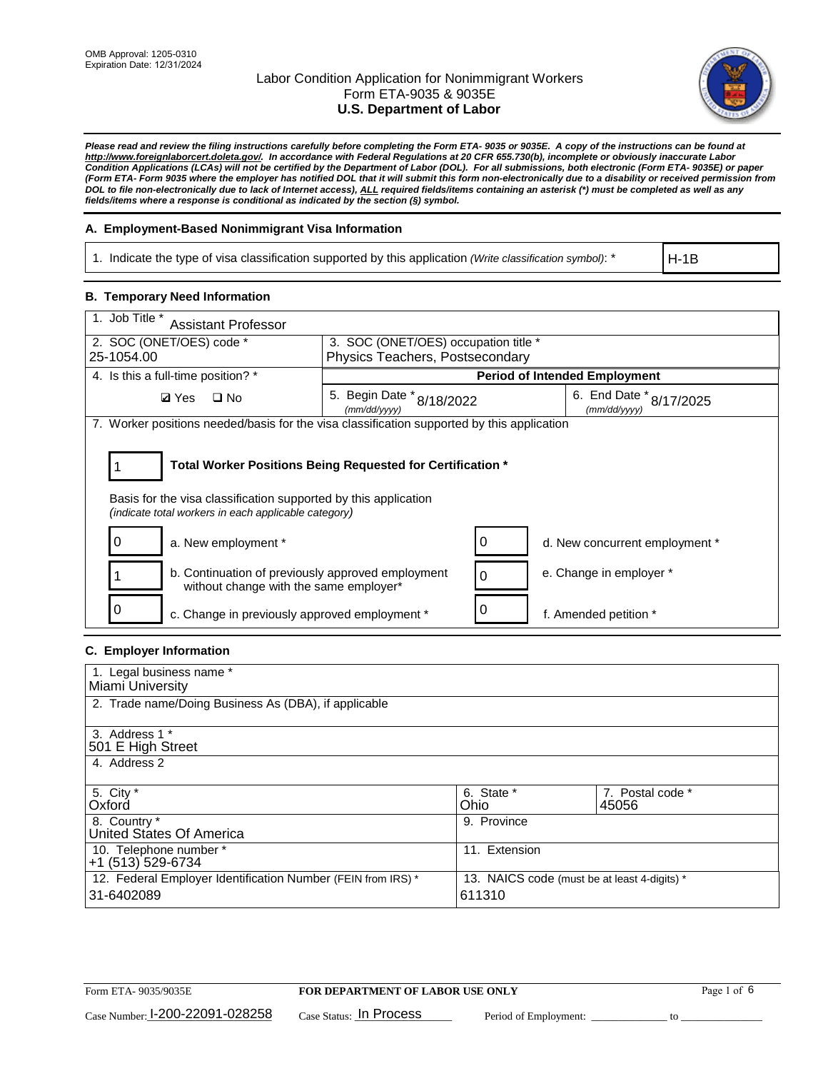OMB Approval: 1205-0310
Expiration Date: 12/31/2024

# Labor Condition Application for Nonimmigrant Workers
## Form ETA-9035 & 9035E
## U.S. Department of Labor

***Please read and review the filing instructions carefully before completing the Form ETA- 9035 or 9035E. A copy of the instructions can be found at http://www.foreignlaborcert.doleta.gov/. In accordance with Federal Regulations at 20 CFR 655.730(b), incomplete or obviously inaccurate Labor Condition Applications (LCAs) will not be certified by the Department of Labor (DOL). For all submissions, both electronic (Form ETA- 9035E) or paper (Form ETA- Form 9035 where the employer has notified DOL that it will submit this form non-electronically due to a disability or received permission from DOL to file non-electronically due to lack of Internet access), ALL required fields/items containing an asterisk (*) must be completed as well as any fields/items where a response is conditional as indicated by the section (§) symbol.***

### A. Employment-Based Nonimmigrant Visa Information

| 1. Indicate the type of visa classification supported by this application *(Write classification symbol)*: * | H-1B |
|---|---|

### B. Temporary Need Information

| 1. Job Title * Assistant Professor | | |
|---|---|---|
| 2. SOC (ONET/OES) code * 25-1054.00 | 3. SOC (ONET/OES) occupation title * Physics Teachers, Postsecondary | |
| 4. Is this a full-time position? * | Period of Intended Employment | |
| ☑ Yes ☐ No | 5. Begin Date * (mm/dd/yyyy) 8/18/2022 | 6. End Date * (mm/dd/yyyy) 8/17/2025 |

7. Worker positions needed/basis for the visa classification supported by this application

**1** — **Total Worker Positions Being Requested for Certification ***

Basis for the visa classification supported by this application
*(indicate total workers in each applicable category)*

| Count | Category | Count | Category |
|---|---|---|---|
| 0 | a. New employment * | 0 | d. New concurrent employment * |
| 1 | b. Continuation of previously approved employment without change with the same employer* | 0 | e. Change in employer * |
| 0 | c. Change in previously approved employment * | 0 | f. Amended petition * |

### C. Employer Information

| 1. Legal business name * Miami University | | |
|---|---|---|
| 2. Trade name/Doing Business As (DBA), if applicable | | |
| 3. Address 1 * 501 E High Street | | |
| 4. Address 2 | | |
| 5. City * Oxford | 6. State * Ohio | 7. Postal code * 45056 |
| 8. Country * United States Of America | 9. Province | |
| 10. Telephone number * +1 (513) 529-6734 | 11. Extension | |
| 12. Federal Employer Identification Number (FEIN from IRS) * 31-6402089 | 13. NAICS code (must be at least 4-digits) * 611310 | |

Form ETA- 9035/9035E — **FOR DEPARTMENT OF LABOR USE ONLY**

Case Number: I-200-22091-028258 Case Status: In Process Period of Employment: _____________ to _____________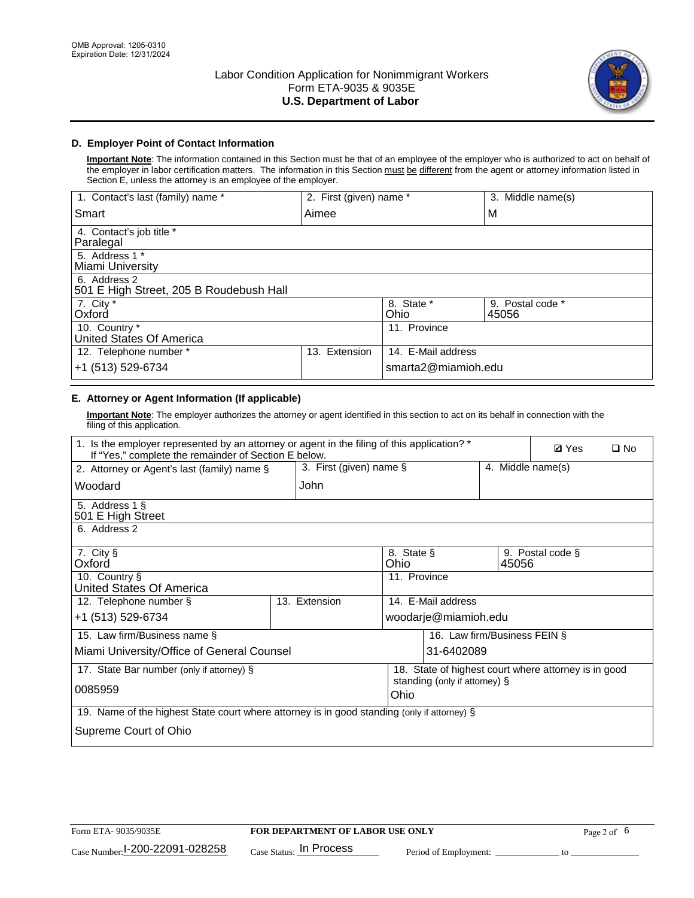## D. Employer Point of Contact Information

**Important Note**: The information contained in this Section must be that of an employee of the employer who is authorized to act on behalf of the employer in labor certification matters. The information in this Section must be different from the agent or attorney information listed in Section E, unless the attorney is an employee of the employer.

| 1. Contact's last (family) name * | 2. First (given) name * | 3. Middle name(s) |
|---|---|---|
| Smart | Aimee | M |
| 4. Contact's job title * | | |
| Paralegal | | |
| 5. Address 1 * | | |
| Miami University | | |
| 6. Address 2 | | |
| 501 E High Street, 205 B Roudebush Hall | | |
| 7. City * | 8. State * | 9. Postal code * |
| Oxford | Ohio | 45056 |
| 10. Country * | 11. Province | |
| United States Of America | | |
| 12. Telephone number * | 13. Extension | 14. E-Mail address |
| +1 (513) 529-6734 | | smarta2@miamioh.edu |

## E. Attorney or Agent Information (If applicable)

**Important Note**: The employer authorizes the attorney or agent identified in this section to act on its behalf in connection with the filing of this application.

| 1. Is the employer represented by an attorney or agent in the filing of this application? * If "Yes," complete the remainder of Section E below. | ☑ Yes | ☐ No |
|---|---|---|
| 2. Attorney or Agent's last (family) name § | 3. First (given) name § | 4. Middle name(s) |
| Woodard | John | |
| 5. Address 1 § | | |
| 501 E High Street | | |
| 6. Address 2 | | |
| | | |
| 7. City § | 8. State § | 9. Postal code § |
| Oxford | Ohio | 45056 |
| 10. Country § | 11. Province | |
| United States Of America | | |
| 12. Telephone number § | 13. Extension | 14. E-Mail address |
| +1 (513) 529-6734 | | woodarje@miamioh.edu |
| 15. Law firm/Business name § | | 16. Law firm/Business FEIN § |
| Miami University/Office of General Counsel | | 31-6402089 |
| 17. State Bar number (only if attorney) § | | 18. State of highest court where attorney is in good standing (only if attorney) § |
| 0085959 | | Ohio |
| 19. Name of the highest State court where attorney is in good standing (only if attorney) § | | |
| Supreme Court of Ohio | | |

Form ETA- 9035/9035E | **FOR DEPARTMENT OF LABOR USE ONLY**

Case Number: I-200-22091-028258 Case Status: In Process Period of Employment: _____________ to _______________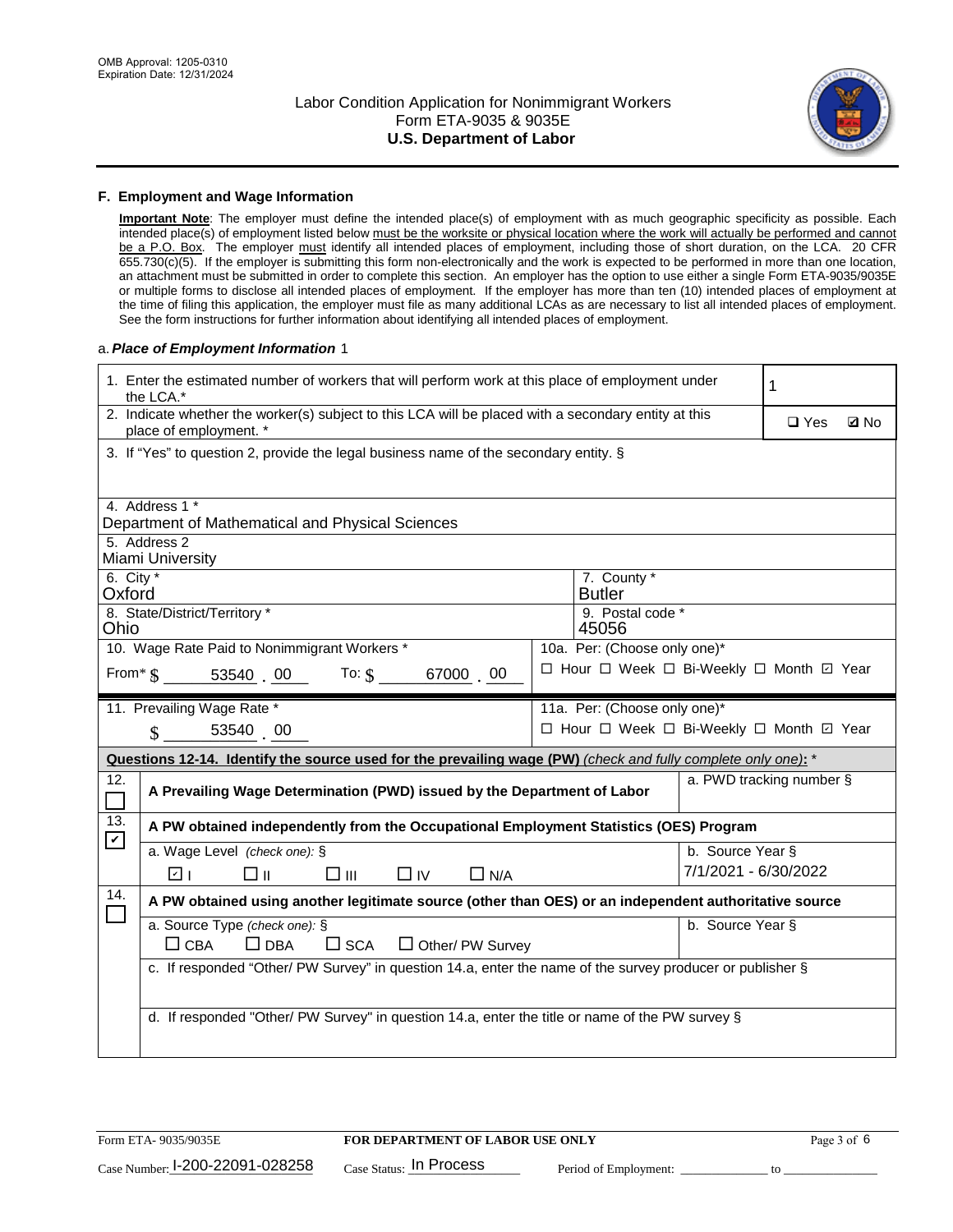OMB Approval: 1205-0310
Expiration Date: 12/31/2024

# Labor Condition Application for Nonimmigrant Workers
## Form ETA-9035 & 9035E
## U.S. Department of Labor

### F. Employment and Wage Information

**Important Note**: The employer must define the intended place(s) of employment with as much geographic specificity as possible. Each intended place(s) of employment listed below must be the worksite or physical location where the work will actually be performed and cannot be a P.O. Box. The employer must identify all intended places of employment, including those of short duration, on the LCA. 20 CFR 655.730(c)(5). If the employer is submitting this form non-electronically and the work is expected to be performed in more than one location, an attachment must be submitted in order to complete this section. An employer has the option to use either a single Form ETA-9035/9035E or multiple forms to disclose all intended places of employment. If the employer has more than ten (10) intended places of employment at the time of filing this application, the employer must file as many additional LCAs as are necessary to list all intended places of employment. See the form instructions for further information about identifying all intended places of employment.

a. ***Place of Employment Information*** 1

| | |
|---|---|
| 1. Enter the estimated number of workers that will perform work at this place of employment under the LCA.* | 1 |
| 2. Indicate whether the worker(s) subject to this LCA will be placed with a secondary entity at this place of employment. * | ☐ Yes ☑ No |
| 3. If "Yes" to question 2, provide the legal business name of the secondary entity. § | |
| 4. Address 1 * Department of Mathematical and Physical Sciences | |
| 5. Address 2 Miami University | |
| 6. City * Oxford | 7. County * Butler |
| 8. State/District/Territory * Ohio | 9. Postal code * 45056 |
| 10. Wage Rate Paid to Nonimmigrant Workers * From* $ 53540 . 00 To: $ 67000 . 00 | 10a. Per: (Choose only one)* ☐ Hour ☐ Week ☐ Bi-Weekly ☐ Month ☑ Year |
| 11. Prevailing Wage Rate * $ 53540 . 00 | 11a. Per: (Choose only one)* ☐ Hour ☐ Week ☐ Bi-Weekly ☐ Month ☑ Year |

**Questions 12-14. Identify the source used for the prevailing wage (PW)** *(check and fully complete only one)*: *

| | | |
|---|---|---|
| 12. ☐ | **A Prevailing Wage Determination (PWD) issued by the Department of Labor** | a. PWD tracking number § |
| 13. ☑ | **A PW obtained independently from the Occupational Employment Statistics (OES) Program** | |
| | a. Wage Level *(check one)*: § ☑ I ☐ II ☐ III ☐ IV ☐ N/A | b. Source Year § 7/1/2021 - 6/30/2022 |
| 14. ☐ | **A PW obtained using another legitimate source (other than OES) or an independent authoritative source** | |
| | a. Source Type *(check one)*: § ☐ CBA ☐ DBA ☐ SCA ☐ Other/ PW Survey | b. Source Year § |
| | c. If responded "Other/ PW Survey" in question 14.a, enter the name of the survey producer or publisher § | |
| | d. If responded "Other/ PW Survey" in question 14.a, enter the title or name of the PW survey § | |

Form ETA- 9035/9035E | **FOR DEPARTMENT OF LABOR USE ONLY**

Case Number: I-200-22091-028258 Case Status: In Process Period of Employment: _____________ to _____________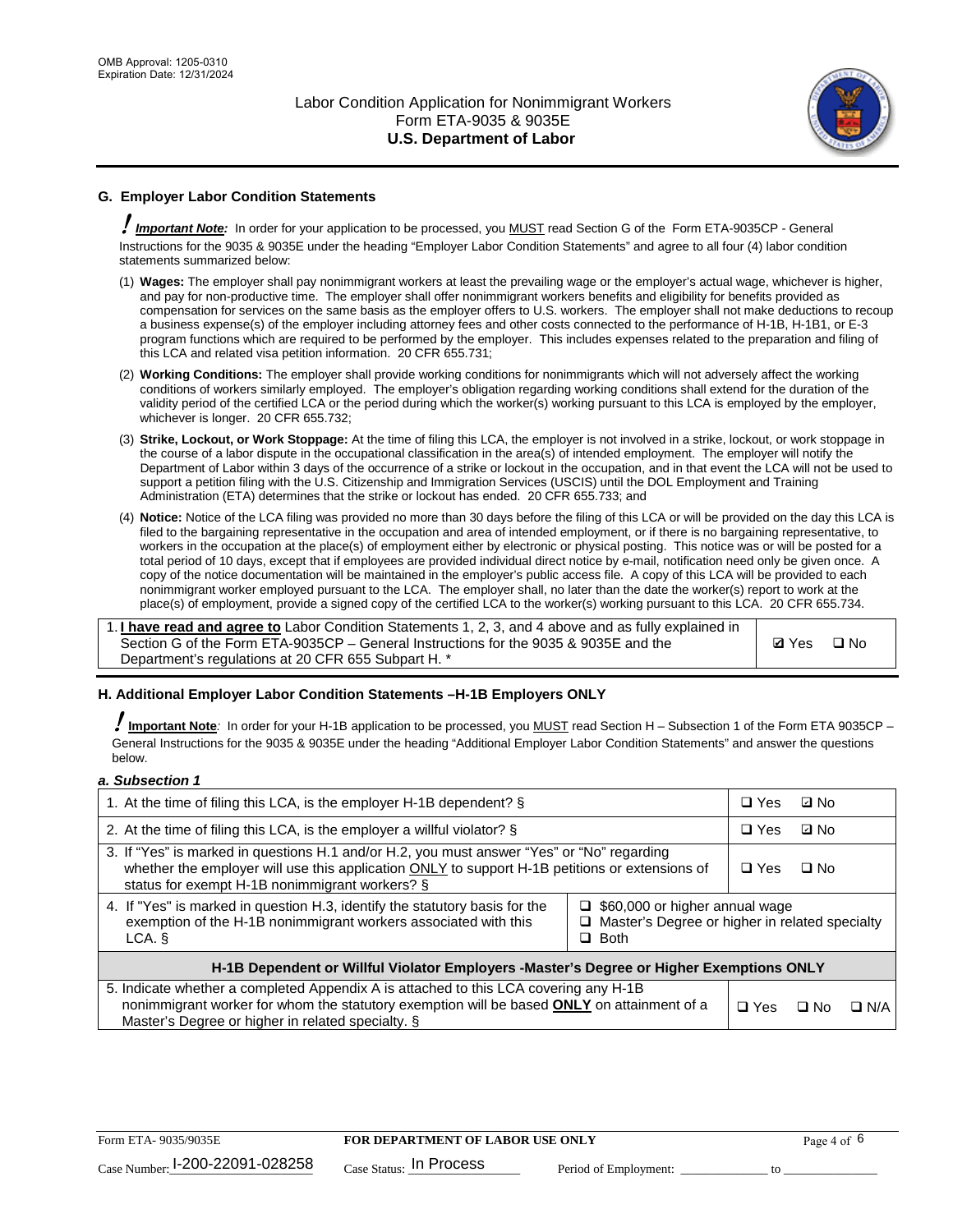## G. Employer Labor Condition Statements

! ***Important Note:*** In order for your application to be processed, you MUST read Section G of the Form ETA-9035CP - General Instructions for the 9035 & 9035E under the heading "Employer Labor Condition Statements" and agree to all four (4) labor condition statements summarized below:

(1) **Wages:** The employer shall pay nonimmigrant workers at least the prevailing wage or the employer's actual wage, whichever is higher, and pay for non-productive time. The employer shall offer nonimmigrant workers benefits and eligibility for benefits provided as compensation for services on the same basis as the employer offers to U.S. workers. The employer shall not make deductions to recoup a business expense(s) of the employer including attorney fees and other costs connected to the performance of H-1B, H-1B1, or E-3 program functions which are required to be performed by the employer. This includes expenses related to the preparation and filing of this LCA and related visa petition information. 20 CFR 655.731;

(2) **Working Conditions:** The employer shall provide working conditions for nonimmigrants which will not adversely affect the working conditions of workers similarly employed. The employer's obligation regarding working conditions shall extend for the duration of the validity period of the certified LCA or the period during which the worker(s) working pursuant to this LCA is employed by the employer, whichever is longer. 20 CFR 655.732;

(3) **Strike, Lockout, or Work Stoppage:** At the time of filing this LCA, the employer is not involved in a strike, lockout, or work stoppage in the course of a labor dispute in the occupational classification in the area(s) of intended employment. The employer will notify the Department of Labor within 3 days of the occurrence of a strike or lockout in the occupation, and in that event the LCA will not be used to support a petition filing with the U.S. Citizenship and Immigration Services (USCIS) until the DOL Employment and Training Administration (ETA) determines that the strike or lockout has ended. 20 CFR 655.733; and

(4) **Notice:** Notice of the LCA filing was provided no more than 30 days before the filing of this LCA or will be provided on the day this LCA is filed to the bargaining representative in the occupation and area of intended employment, or if there is no bargaining representative, to workers in the occupation at the place(s) of employment either by electronic or physical posting. This notice was or will be posted for a total period of 10 days, except that if employees are provided individual direct notice by e-mail, notification need only be given once. A copy of the notice documentation will be maintained in the employer's public access file. A copy of this LCA will be provided to each nonimmigrant worker employed pursuant to the LCA. The employer shall, no later than the date the worker(s) report to work at the place(s) of employment, provide a signed copy of the certified LCA to the worker(s) working pursuant to this LCA. 20 CFR 655.734.

| | |
|---|---|
| 1. **I have read and agree to** Labor Condition Statements 1, 2, 3, and 4 above and as fully explained in Section G of the Form ETA-9035CP – General Instructions for the 9035 & 9035E and the Department's regulations at 20 CFR 655 Subpart H. * | ☑ Yes ☐ No |

## H. Additional Employer Labor Condition Statements –H-1B Employers ONLY

! **Important Note***:* In order for your H-1B application to be processed, you MUST read Section H – Subsection 1 of the Form ETA 9035CP – General Instructions for the 9035 & 9035E under the heading "Additional Employer Labor Condition Statements" and answer the questions below.

***a. Subsection 1***

| | | |
|---|---|---|
| 1. At the time of filing this LCA, is the employer H-1B dependent? § | | ☐ Yes ☑ No |
| 2. At the time of filing this LCA, is the employer a willful violator? § | | ☐ Yes ☑ No |
| 3. If "Yes" is marked in questions H.1 and/or H.2, you must answer "Yes" or "No" regarding whether the employer will use this application ONLY to support H-1B petitions or extensions of status for exempt H-1B nonimmigrant workers? § | | ☐ Yes ☐ No |
| 4. If "Yes" is marked in question H.3, identify the statutory basis for the exemption of the H-1B nonimmigrant workers associated with this LCA. § | ☐ $60,000 or higher annual wage<br>☐ Master's Degree or higher in related specialty<br>☐ Both | |
| **H-1B Dependent or Willful Violator Employers -Master's Degree or Higher Exemptions ONLY** | | |
| 5. Indicate whether a completed Appendix A is attached to this LCA covering any H-1B nonimmigrant worker for whom the statutory exemption will be based **ONLY** on attainment of a Master's Degree or higher in related specialty. § | | ☐ Yes ☐ No ☐ N/A |

Form ETA- 9035/9035E — **FOR DEPARTMENT OF LABOR USE ONLY**

Case Number: I-200-22091-028258 Case Status: In Process Period of Employment: _____________ to _____________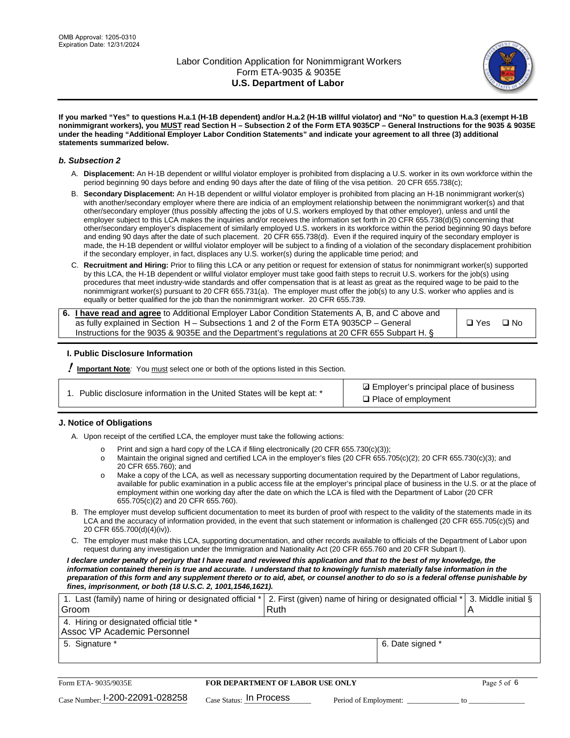**If you marked "Yes" to questions H.a.1 (H-1B dependent) and/or H.a.2 (H-1B willful violator) and "No" to question H.a.3 (exempt H-1B nonimmigrant workers), you MUST read Section H – Subsection 2 of the Form ETA 9035CP – General Instructions for the 9035 & 9035E under the heading "Additional Employer Labor Condition Statements" and indicate your agreement to all three (3) additional statements summarized below.**

### *b. Subsection 2*

A. **Displacement:** An H-1B dependent or willful violator employer is prohibited from displacing a U.S. worker in its own workforce within the period beginning 90 days before and ending 90 days after the date of filing of the visa petition. 20 CFR 655.738(c);

B. **Secondary Displacement:** An H-1B dependent or willful violator employer is prohibited from placing an H-1B nonimmigrant worker(s) with another/secondary employer where there are indicia of an employment relationship between the nonimmigrant worker(s) and that other/secondary employer (thus possibly affecting the jobs of U.S. workers employed by that other employer), unless and until the employer subject to this LCA makes the inquiries and/or receives the information set forth in 20 CFR 655.738(d)(5) concerning that other/secondary employer's displacement of similarly employed U.S. workers in its workforce within the period beginning 90 days before and ending 90 days after the date of such placement. 20 CFR 655.738(d). Even if the required inquiry of the secondary employer is made, the H-1B dependent or willful violator employer will be subject to a finding of a violation of the secondary displacement prohibition if the secondary employer, in fact, displaces any U.S. worker(s) during the applicable time period; and

C. **Recruitment and Hiring:** Prior to filing this LCA or any petition or request for extension of status for nonimmigrant worker(s) supported by this LCA, the H-1B dependent or willful violator employer must take good faith steps to recruit U.S. workers for the job(s) using procedures that meet industry-wide standards and offer compensation that is at least as great as the required wage to be paid to the nonimmigrant worker(s) pursuant to 20 CFR 655.731(a). The employer must offer the job(s) to any U.S. worker who applies and is equally or better qualified for the job than the nonimmigrant worker. 20 CFR 655.739.

| 6. **I have read and agree** to Additional Employer Labor Condition Statements A, B, and C above and as fully explained in Section H – Subsections 1 and 2 of the Form ETA 9035CP – General Instructions for the 9035 & 9035E and the Department's regulations at 20 CFR 655 Subpart H. § | ❑ Yes ❑ No |
|---|---|

## I. Public Disclosure Information

**! Important Note**: You must select one or both of the options listed in this Section.

| 1. Public disclosure information in the United States will be kept at: * | ☑ Employer's principal place of business<br>❑ Place of employment |
|---|---|

## J. Notice of Obligations

A. Upon receipt of the certified LCA, the employer must take the following actions:

- o Print and sign a hard copy of the LCA if filing electronically (20 CFR 655.730(c)(3));
- o Maintain the original signed and certified LCA in the employer's files (20 CFR 655.705(c)(2); 20 CFR 655.730(c)(3); and 20 CFR 655.760); and
- o Make a copy of the LCA, as well as necessary supporting documentation required by the Department of Labor regulations, available for public examination in a public access file at the employer's principal place of business in the U.S. or at the place of employment within one working day after the date on which the LCA is filed with the Department of Labor (20 CFR 655.705(c)(2) and 20 CFR 655.760).

B. The employer must develop sufficient documentation to meet its burden of proof with respect to the validity of the statements made in its LCA and the accuracy of information provided, in the event that such statement or information is challenged (20 CFR 655.705(c)(5) and 20 CFR 655.700(d)(4)(iv)).

C. The employer must make this LCA, supporting documentation, and other records available to officials of the Department of Labor upon request during any investigation under the Immigration and Nationality Act (20 CFR 655.760 and 20 CFR Subpart I).

***I declare under penalty of perjury that I have read and reviewed this application and that to the best of my knowledge, the information contained therein is true and accurate. I understand that to knowingly furnish materially false information in the preparation of this form and any supplement thereto or to aid, abet, or counsel another to do so is a federal offense punishable by fines, imprisonment, or both (18 U.S.C. 2, 1001,1546,1621).***

| 1. Last (family) name of hiring or designated official * Groom | 2. First (given) name of hiring or designated official * Ruth | 3. Middle initial § A |
|---|---|---|
| 4. Hiring or designated official title * Assoc VP Academic Personnel | | |
| 5. Signature * | 6. Date signed * | |

Form ETA- 9035/9035E | **FOR DEPARTMENT OF LABOR USE ONLY**

Case Number: I-200-22091-028258 Case Status: In Process Period of Employment: _____________ to _____________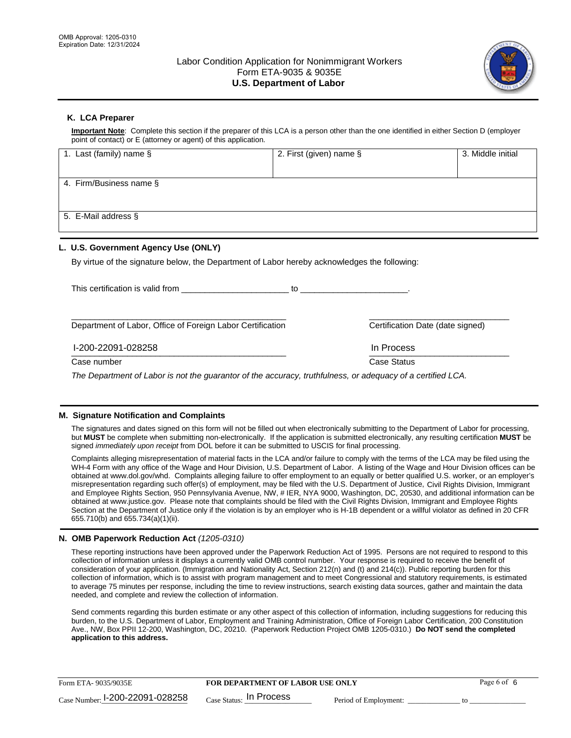OMB Approval: 1205-0310
Expiration Date: 12/31/2024

# Labor Condition Application for Nonimmigrant Workers
# Form ETA-9035 & 9035E
# **U.S. Department of Labor**

### K. LCA Preparer

**Important Note**: Complete this section if the preparer of this LCA is a person other than the one identified in either Section D (employer point of contact) or E (attorney or agent) of this application.

| | | |
|---|---|---|
| 1. Last (family) name § | 2. First (given) name § | 3. Middle initial |
| 4. Firm/Business name § | | |
| 5. E-Mail address § | | |

### L. U.S. Government Agency Use (ONLY)

By virtue of the signature below, the Department of Labor hereby acknowledges the following:

This certification is valid from _______________________ to _______________________.

_______________________________________________ Department of Labor, Office of Foreign Labor Certification

_______________________________ Certification Date (date signed)

I-200-22091-028258
Case number

In Process
Case Status

*The Department of Labor is not the guarantor of the accuracy, truthfulness, or adequacy of a certified LCA.*

### M. Signature Notification and Complaints

The signatures and dates signed on this form will not be filled out when electronically submitting to the Department of Labor for processing, but **MUST** be complete when submitting non-electronically. If the application is submitted electronically, any resulting certification **MUST** be signed *immediately upon receipt* from DOL before it can be submitted to USCIS for final processing.

Complaints alleging misrepresentation of material facts in the LCA and/or failure to comply with the terms of the LCA may be filed using the WH-4 Form with any office of the Wage and Hour Division, U.S. Department of Labor. A listing of the Wage and Hour Division offices can be obtained at www.dol.gov/whd. Complaints alleging failure to offer employment to an equally or better qualified U.S. worker, or an employer's misrepresentation regarding such offer(s) of employment, may be filed with the U.S. Department of Justice, Civil Rights Division, Immigrant and Employee Rights Section, 950 Pennsylvania Avenue, NW, # IER, NYA 9000, Washington, DC, 20530, and additional information can be obtained at www.justice.gov. Please note that complaints should be filed with the Civil Rights Division, Immigrant and Employee Rights Section at the Department of Justice only if the violation is by an employer who is H-1B dependent or a willful violator as defined in 20 CFR 655.710(b) and 655.734(a)(1)(ii).

### N. OMB Paperwork Reduction Act *(1205-0310)*

These reporting instructions have been approved under the Paperwork Reduction Act of 1995. Persons are not required to respond to this collection of information unless it displays a currently valid OMB control number. Your response is required to receive the benefit of consideration of your application. (Immigration and Nationality Act, Section 212(n) and (t) and 214(c)). Public reporting burden for this collection of information, which is to assist with program management and to meet Congressional and statutory requirements, is estimated to average 75 minutes per response, including the time to review instructions, search existing data sources, gather and maintain the data needed, and complete and review the collection of information.

Send comments regarding this burden estimate or any other aspect of this collection of information, including suggestions for reducing this burden, to the U.S. Department of Labor, Employment and Training Administration, Office of Foreign Labor Certification, 200 Constitution Ave., NW, Box PPII 12-200, Washington, DC, 20210. (Paperwork Reduction Project OMB 1205-0310.) **Do NOT send the completed application to this address.**

Form ETA- 9035/9035E | **FOR DEPARTMENT OF LABOR USE ONLY**

Case Number: I-200-22091-028258 Case Status: In Process Period of Employment: _____________ to _____________